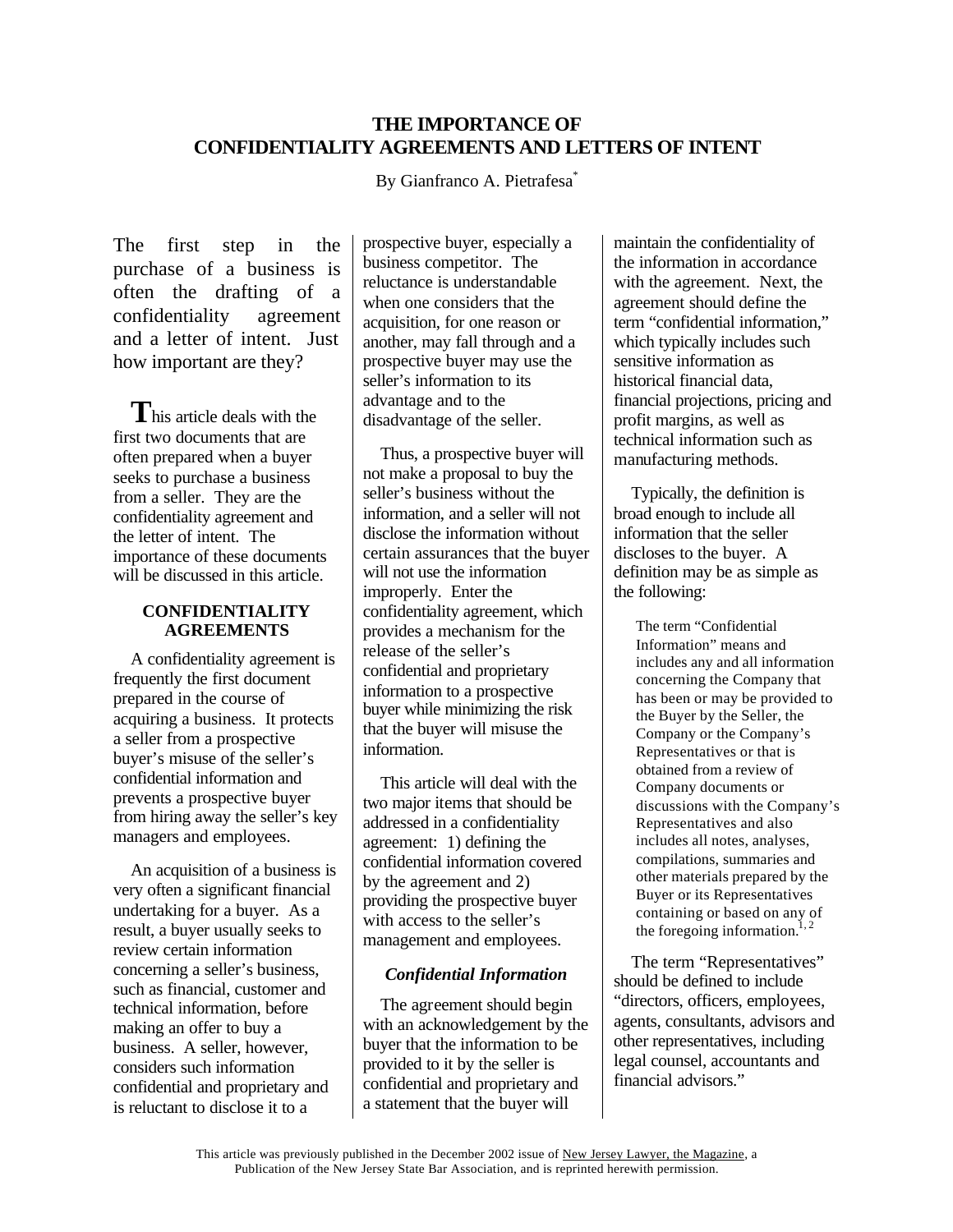# THE IMPORTANCE OF CONFIDENTIALITY AGREEMENTS AND LETTERS OF INTENT

By Gianfranco A. Pietrafesa[*]

The first step in the purchase of a business is often the drafting of a confidentiality agreement and a letter of intent. Just how important are they?

This article deals with the first two documents that are often prepared when a buyer seeks to purchase a business from a seller. They are the confidentiality agreement and the letter of intent. The importance of these documents will be discussed in this article.

## CONFIDENTIALITY AGREEMENTS

A confidentiality agreement is frequently the first document prepared in the course of acquiring a business. It protects a seller from a prospective buyer's misuse of the seller's confidential information and prevents a prospective buyer from hiring away the seller's key managers and employees.

An acquisition of a business is very often a significant financial undertaking for a buyer. As a result, a buyer usually seeks to review certain information concerning a seller's business, such as financial, customer and technical information, before making an offer to buy a business. A seller, however, considers such information confidential and proprietary and is reluctant to disclose it to a prospective buyer, especially a business competitor. The reluctance is understandable when one considers that the acquisition, for one reason or another, may fall through and a prospective buyer may use the seller's information to its advantage and to the disadvantage of the seller.

Thus, a prospective buyer will not make a proposal to buy the seller's business without the information, and a seller will not disclose the information without certain assurances that the buyer will not use the information improperly. Enter the confidentiality agreement, which provides a mechanism for the release of the seller's confidential and proprietary information to a prospective buyer while minimizing the risk that the buyer will misuse the information.

This article will deal with the two major items that should be addressed in a confidentiality agreement: 1) defining the confidential information covered by the agreement and 2) providing the prospective buyer with access to the seller's management and employees.

### *Confidential Information*

The agreement should begin with an acknowledgement by the buyer that the information to be provided to it by the seller is confidential and proprietary and a statement that the buyer will maintain the confidentiality of the information in accordance with the agreement. Next, the agreement should define the term "confidential information," which typically includes such sensitive information as historical financial data, financial projections, pricing and profit margins, as well as technical information such as manufacturing methods.

Typically, the definition is broad enough to include all information that the seller discloses to the buyer. A definition may be as simple as the following:

> The term "Confidential Information" means and includes any and all information concerning the Company that has been or may be provided to the Buyer by the Seller, the Company or the Company's Representatives or that is obtained from a review of Company documents or discussions with the Company's Representatives and also includes all notes, analyses, compilations, summaries and other materials prepared by the Buyer or its Representatives containing or based on any of the foregoing information.[1, 2]

The term "Representatives" should be defined to include "directors, officers, employees, agents, consultants, advisors and other representatives, including legal counsel, accountants and financial advisors."

This article was previously published in the December 2002 issue of New Jersey Lawyer, the Magazine, a Publication of the New Jersey State Bar Association, and is reprinted herewith permission.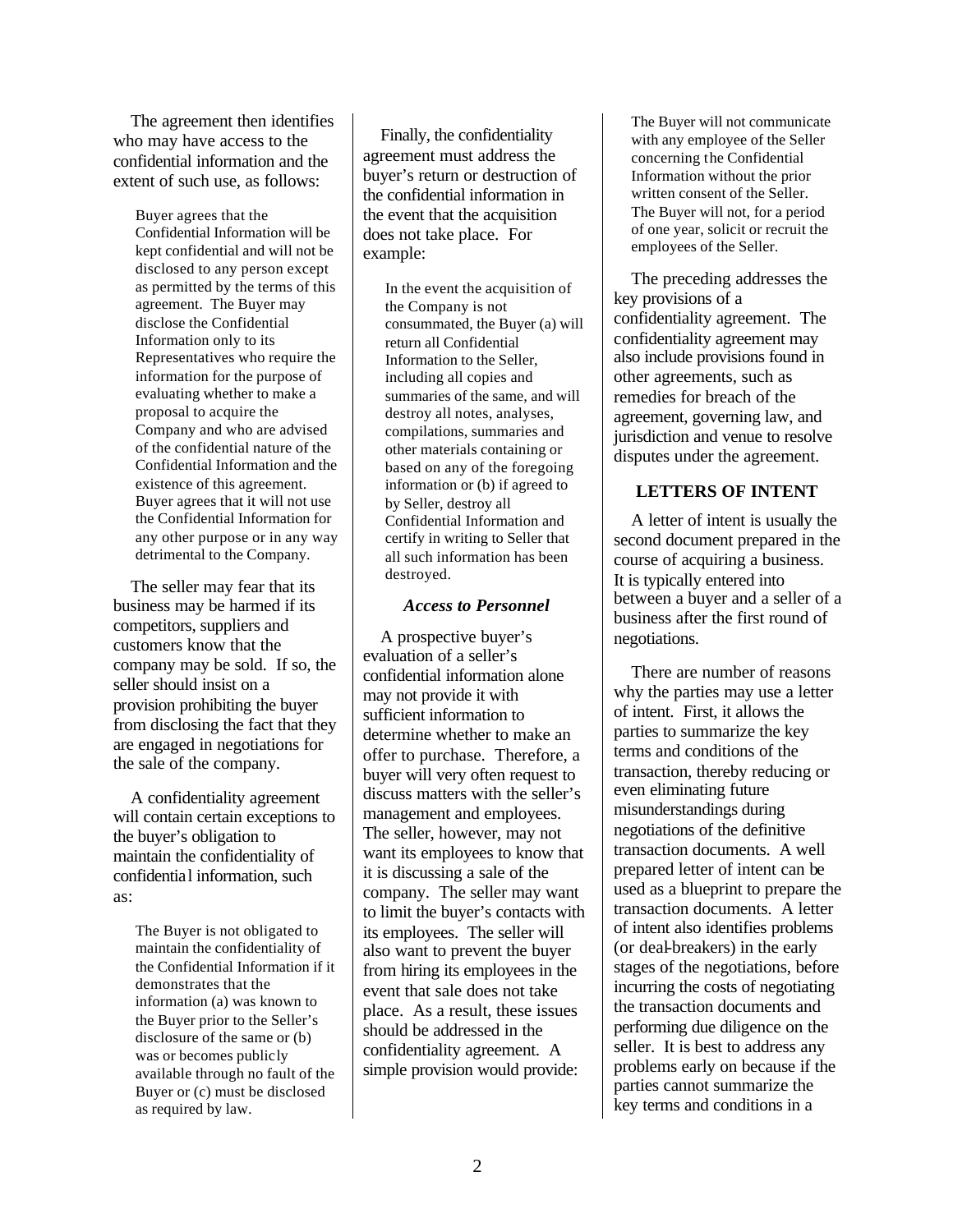The agreement then identifies who may have access to the confidential information and the extent of such use, as follows:

> Buyer agrees that the Confidential Information will be kept confidential and will not be disclosed to any person except as permitted by the terms of this agreement. The Buyer may disclose the Confidential Information only to its Representatives who require the information for the purpose of evaluating whether to make a proposal to acquire the Company and who are advised of the confidential nature of the Confidential Information and the existence of this agreement. Buyer agrees that it will not use the Confidential Information for any other purpose or in any way detrimental to the Company.

The seller may fear that its business may be harmed if its competitors, suppliers and customers know that the company may be sold. If so, the seller should insist on a provision prohibiting the buyer from disclosing the fact that they are engaged in negotiations for the sale of the company.

A confidentiality agreement will contain certain exceptions to the buyer's obligation to maintain the confidentiality of confidential information, such as:

> The Buyer is not obligated to maintain the confidentiality of the Confidential Information if it demonstrates that the information (a) was known to the Buyer prior to the Seller's disclosure of the same or (b) was or becomes publicly available through no fault of the Buyer or (c) must be disclosed as required by law.

Finally, the confidentiality agreement must address the buyer's return or destruction of the confidential information in the event that the acquisition does not take place. For example:

> In the event the acquisition of the Company is not consummated, the Buyer (a) will return all Confidential Information to the Seller, including all copies and summaries of the same, and will destroy all notes, analyses, compilations, summaries and other materials containing or based on any of the foregoing information or (b) if agreed to by Seller, destroy all Confidential Information and certify in writing to Seller that all such information has been destroyed.

### *Access to Personnel*

A prospective buyer's evaluation of a seller's confidential information alone may not provide it with sufficient information to determine whether to make an offer to purchase. Therefore, a buyer will very often request to discuss matters with the seller's management and employees. The seller, however, may not want its employees to know that it is discussing a sale of the company. The seller may want to limit the buyer's contacts with its employees. The seller will also want to prevent the buyer from hiring its employees in the event that sale does not take place. As a result, these issues should be addressed in the confidentiality agreement. A simple provision would provide:

> The Buyer will not communicate with any employee of the Seller concerning the Confidential Information without the prior written consent of the Seller. The Buyer will not, for a period of one year, solicit or recruit the employees of the Seller.

The preceding addresses the key provisions of a confidentiality agreement. The confidentiality agreement may also include provisions found in other agreements, such as remedies for breach of the agreement, governing law, and jurisdiction and venue to resolve disputes under the agreement.

## LETTERS OF INTENT

A letter of intent is usually the second document prepared in the course of acquiring a business. It is typically entered into between a buyer and a seller of a business after the first round of negotiations.

There are number of reasons why the parties may use a letter of intent. First, it allows the parties to summarize the key terms and conditions of the transaction, thereby reducing or even eliminating future misunderstandings during negotiations of the definitive transaction documents. A well prepared letter of intent can be used as a blueprint to prepare the transaction documents. A letter of intent also identifies problems (or deal-breakers) in the early stages of the negotiations, before incurring the costs of negotiating the transaction documents and performing due diligence on the seller. It is best to address any problems early on because if the parties cannot summarize the key terms and conditions in a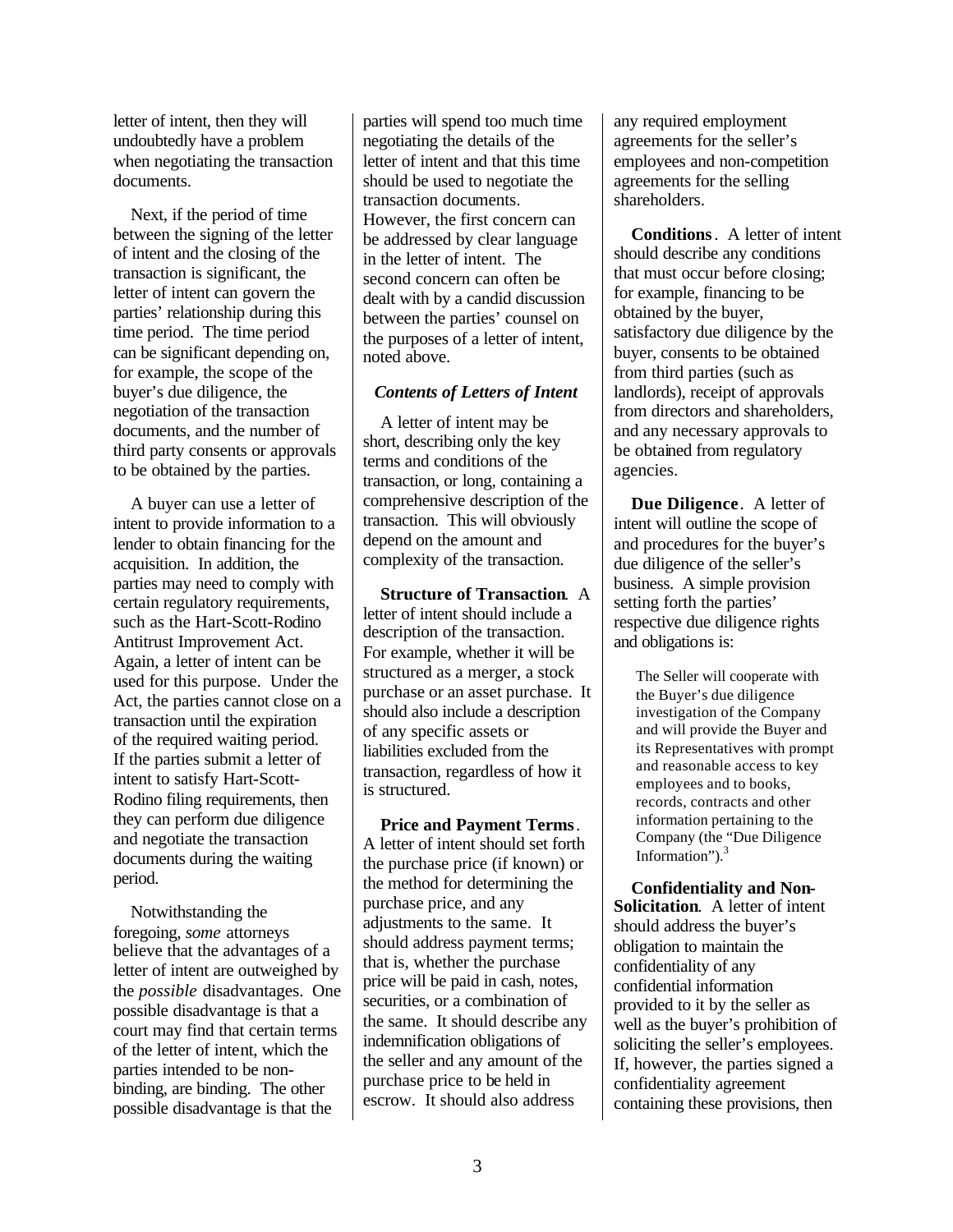letter of intent, then they will undoubtedly have a problem when negotiating the transaction documents.

Next, if the period of time between the signing of the letter of intent and the closing of the transaction is significant, the letter of intent can govern the parties' relationship during this time period. The time period can be significant depending on, for example, the scope of the buyer's due diligence, the negotiation of the transaction documents, and the number of third party consents or approvals to be obtained by the parties.

A buyer can use a letter of intent to provide information to a lender to obtain financing for the acquisition. In addition, the parties may need to comply with certain regulatory requirements, such as the Hart-Scott-Rodino Antitrust Improvement Act. Again, a letter of intent can be used for this purpose. Under the Act, the parties cannot close on a transaction until the expiration of the required waiting period. If the parties submit a letter of intent to satisfy Hart-Scott-Rodino filing requirements, then they can perform due diligence and negotiate the transaction documents during the waiting period.

Notwithstanding the foregoing, *some* attorneys believe that the advantages of a letter of intent are outweighed by the *possible* disadvantages. One possible disadvantage is that a court may find that certain terms of the letter of intent, which the parties intended to be non-binding, are binding. The other possible disadvantage is that the parties will spend too much time negotiating the details of the letter of intent and that this time should be used to negotiate the transaction documents. However, the first concern can be addressed by clear language in the letter of intent. The second concern can often be dealt with by a candid discussion between the parties' counsel on the purposes of a letter of intent, noted above.

### *Contents of Letters of Intent*

A letter of intent may be short, describing only the key terms and conditions of the transaction, or long, containing a comprehensive description of the transaction. This will obviously depend on the amount and complexity of the transaction.

**Structure of Transaction**. A letter of intent should include a description of the transaction. For example, whether it will be structured as a merger, a stock purchase or an asset purchase. It should also include a description of any specific assets or liabilities excluded from the transaction, regardless of how it is structured.

**Price and Payment Terms**. A letter of intent should set forth the purchase price (if known) or the method for determining the purchase price, and any adjustments to the same. It should address payment terms; that is, whether the purchase price will be paid in cash, notes, securities, or a combination of the same. It should describe any indemnification obligations of the seller and any amount of the purchase price to be held in escrow. It should also address any required employment agreements for the seller's employees and non-competition agreements for the selling shareholders.

**Conditions**. A letter of intent should describe any conditions that must occur before closing; for example, financing to be obtained by the buyer, satisfactory due diligence by the buyer, consents to be obtained from third parties (such as landlords), receipt of approvals from directors and shareholders, and any necessary approvals to be obtained from regulatory agencies.

**Due Diligence**. A letter of intent will outline the scope of and procedures for the buyer's due diligence of the seller's business. A simple provision setting forth the parties' respective due diligence rights and obligations is:

> The Seller will cooperate with the Buyer's due diligence investigation of the Company and will provide the Buyer and its Representatives with prompt and reasonable access to key employees and to books, records, contracts and other information pertaining to the Company (the "Due Diligence Information").[3]

**Confidentiality and Non-Solicitation**. A letter of intent should address the buyer's obligation to maintain the confidentiality of any confidential information provided to it by the seller as well as the buyer's prohibition of soliciting the seller's employees. If, however, the parties signed a confidentiality agreement containing these provisions, then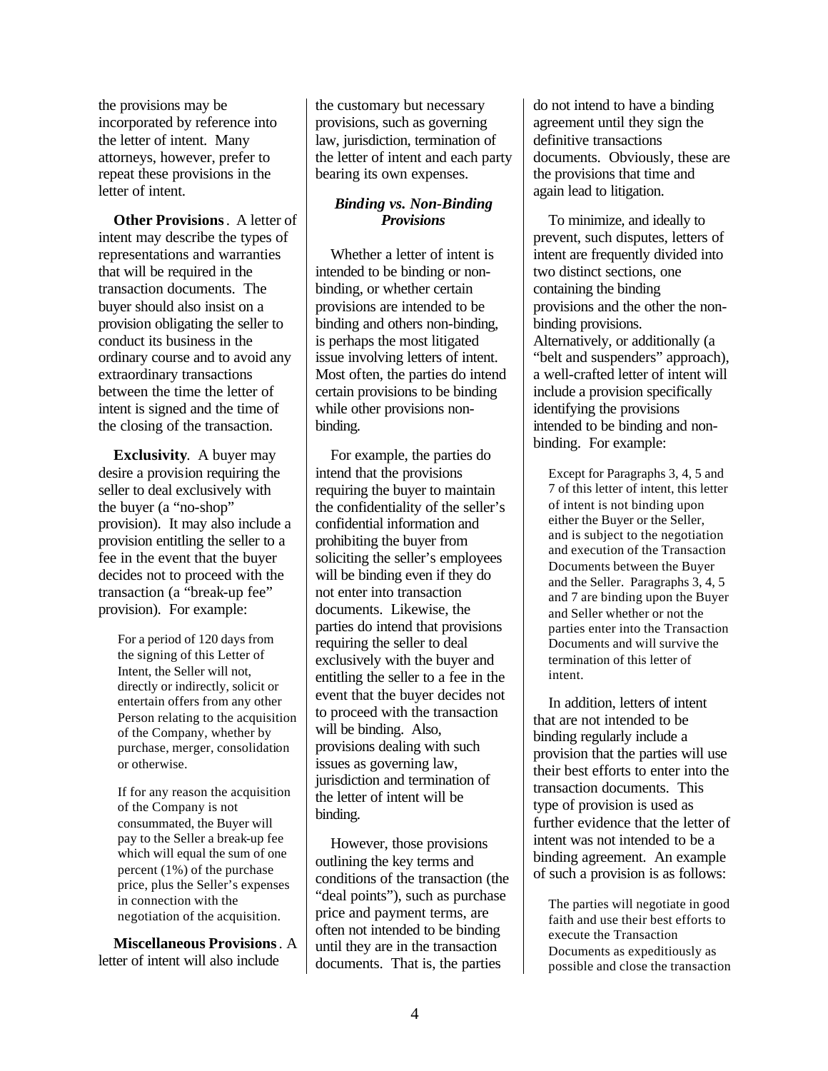the provisions may be incorporated by reference into the letter of intent. Many attorneys, however, prefer to repeat these provisions in the letter of intent.

**Other Provisions**. A letter of intent may describe the types of representations and warranties that will be required in the transaction documents. The buyer should also insist on a provision obligating the seller to conduct its business in the ordinary course and to avoid any extraordinary transactions between the time the letter of intent is signed and the time of the closing of the transaction.

**Exclusivity**. A buyer may desire a provision requiring the seller to deal exclusively with the buyer (a "no-shop" provision). It may also include a provision entitling the seller to a fee in the event that the buyer decides not to proceed with the transaction (a "break-up fee" provision). For example:

> For a period of 120 days from the signing of this Letter of Intent, the Seller will not, directly or indirectly, solicit or entertain offers from any other Person relating to the acquisition of the Company, whether by purchase, merger, consolidation or otherwise.
>
> If for any reason the acquisition of the Company is not consummated, the Buyer will pay to the Seller a break-up fee which will equal the sum of one percent (1%) of the purchase price, plus the Seller's expenses in connection with the negotiation of the acquisition.

**Miscellaneous Provisions**. A letter of intent will also include the customary but necessary provisions, such as governing law, jurisdiction, termination of the letter of intent and each party bearing its own expenses.

### *Binding vs. Non-Binding Provisions*

Whether a letter of intent is intended to be binding or non-binding, or whether certain provisions are intended to be binding and others non-binding, is perhaps the most litigated issue involving letters of intent. Most often, the parties do intend certain provisions to be binding while other provisions non-binding.

For example, the parties do intend that the provisions requiring the buyer to maintain the confidentiality of the seller's confidential information and prohibiting the buyer from soliciting the seller's employees will be binding even if they do not enter into transaction documents. Likewise, the parties do intend that provisions requiring the seller to deal exclusively with the buyer and entitling the seller to a fee in the event that the buyer decides not to proceed with the transaction will be binding. Also, provisions dealing with such issues as governing law, jurisdiction and termination of the letter of intent will be binding.

However, those provisions outlining the key terms and conditions of the transaction (the "deal points"), such as purchase price and payment terms, are often not intended to be binding until they are in the transaction documents. That is, the parties do not intend to have a binding agreement until they sign the definitive transactions documents. Obviously, these are the provisions that time and again lead to litigation.

To minimize, and ideally to prevent, such disputes, letters of intent are frequently divided into two distinct sections, one containing the binding provisions and the other the non-binding provisions. Alternatively, or additionally (a "belt and suspenders" approach), a well-crafted letter of intent will include a provision specifically identifying the provisions intended to be binding and non-binding. For example:

> Except for Paragraphs 3, 4, 5 and 7 of this letter of intent, this letter of intent is not binding upon either the Buyer or the Seller, and is subject to the negotiation and execution of the Transaction Documents between the Buyer and the Seller. Paragraphs 3, 4, 5 and 7 are binding upon the Buyer and Seller whether or not the parties enter into the Transaction Documents and will survive the termination of this letter of intent.

In addition, letters of intent that are not intended to be binding regularly include a provision that the parties will use their best efforts to enter into the transaction documents. This type of provision is used as further evidence that the letter of intent was not intended to be a binding agreement. An example of such a provision is as follows:

> The parties will negotiate in good faith and use their best efforts to execute the Transaction Documents as expeditiously as possible and close the transaction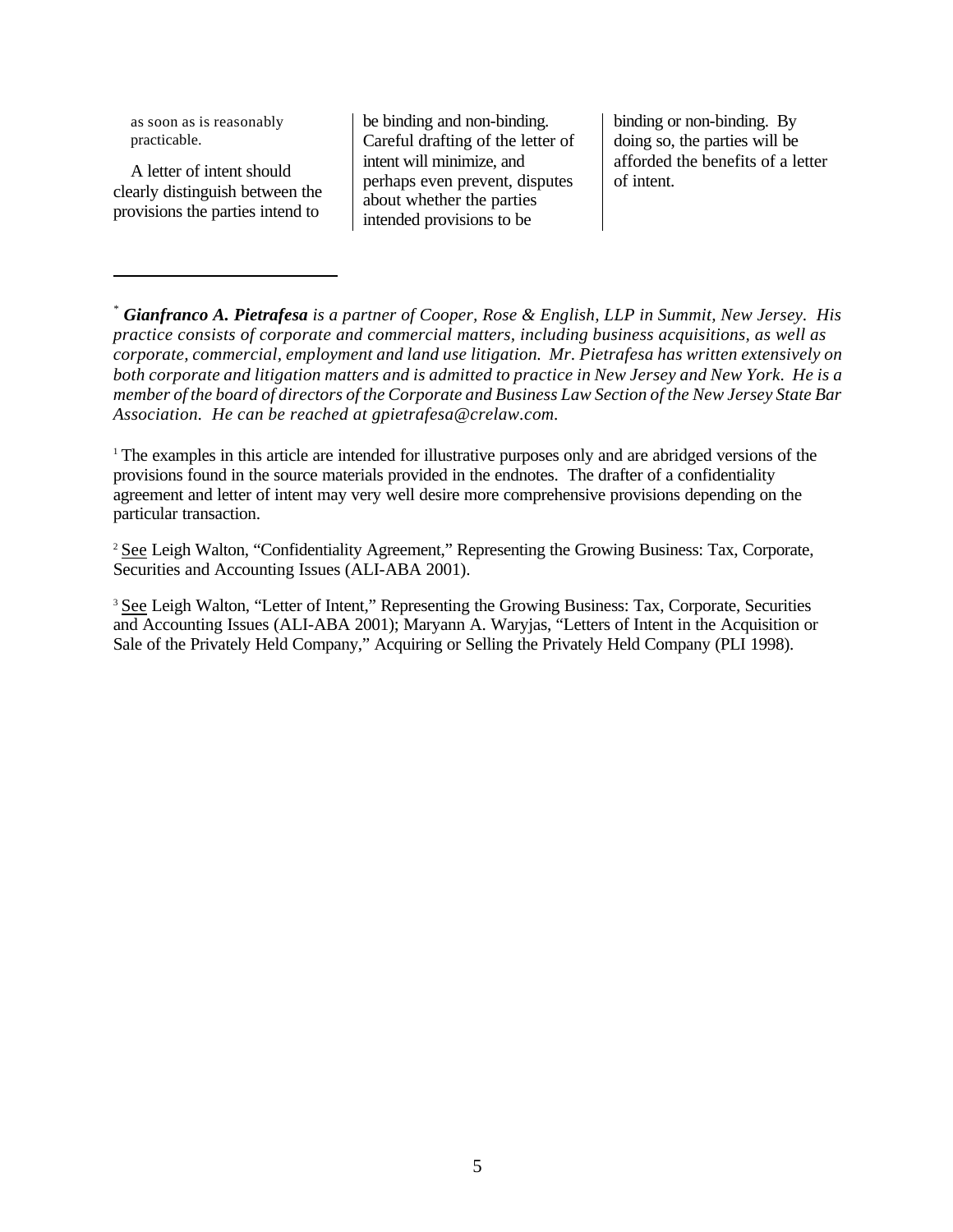as soon as is reasonably practicable.

A letter of intent should clearly distinguish between the provisions the parties intend to be binding and non-binding. Careful drafting of the letter of intent will minimize, and perhaps even prevent, disputes about whether the parties intended provisions to be binding or non-binding. By doing so, the parties will be afforded the benefits of a letter of intent.

---

[*] ***Gianfranco A. Pietrafesa*** *is a partner of Cooper, Rose & English, LLP in Summit, New Jersey. His practice consists of corporate and commercial matters, including business acquisitions, as well as corporate, commercial, employment and land use litigation. Mr. Pietrafesa has written extensively on both corporate and litigation matters and is admitted to practice in New Jersey and New York. He is a member of the board of directors of the Corporate and Business Law Section of the New Jersey State Bar Association. He can be reached at gpietrafesa@crelaw.com.*

[1] The examples in this article are intended for illustrative purposes only and are abridged versions of the provisions found in the source materials provided in the endnotes. The drafter of a confidentiality agreement and letter of intent may very well desire more comprehensive provisions depending on the particular transaction.

[2] See Leigh Walton, "Confidentiality Agreement," Representing the Growing Business: Tax, Corporate, Securities and Accounting Issues (ALI-ABA 2001).

[3] See Leigh Walton, "Letter of Intent," Representing the Growing Business: Tax, Corporate, Securities and Accounting Issues (ALI-ABA 2001); Maryann A. Waryjas, "Letters of Intent in the Acquisition or Sale of the Privately Held Company," Acquiring or Selling the Privately Held Company (PLI 1998).